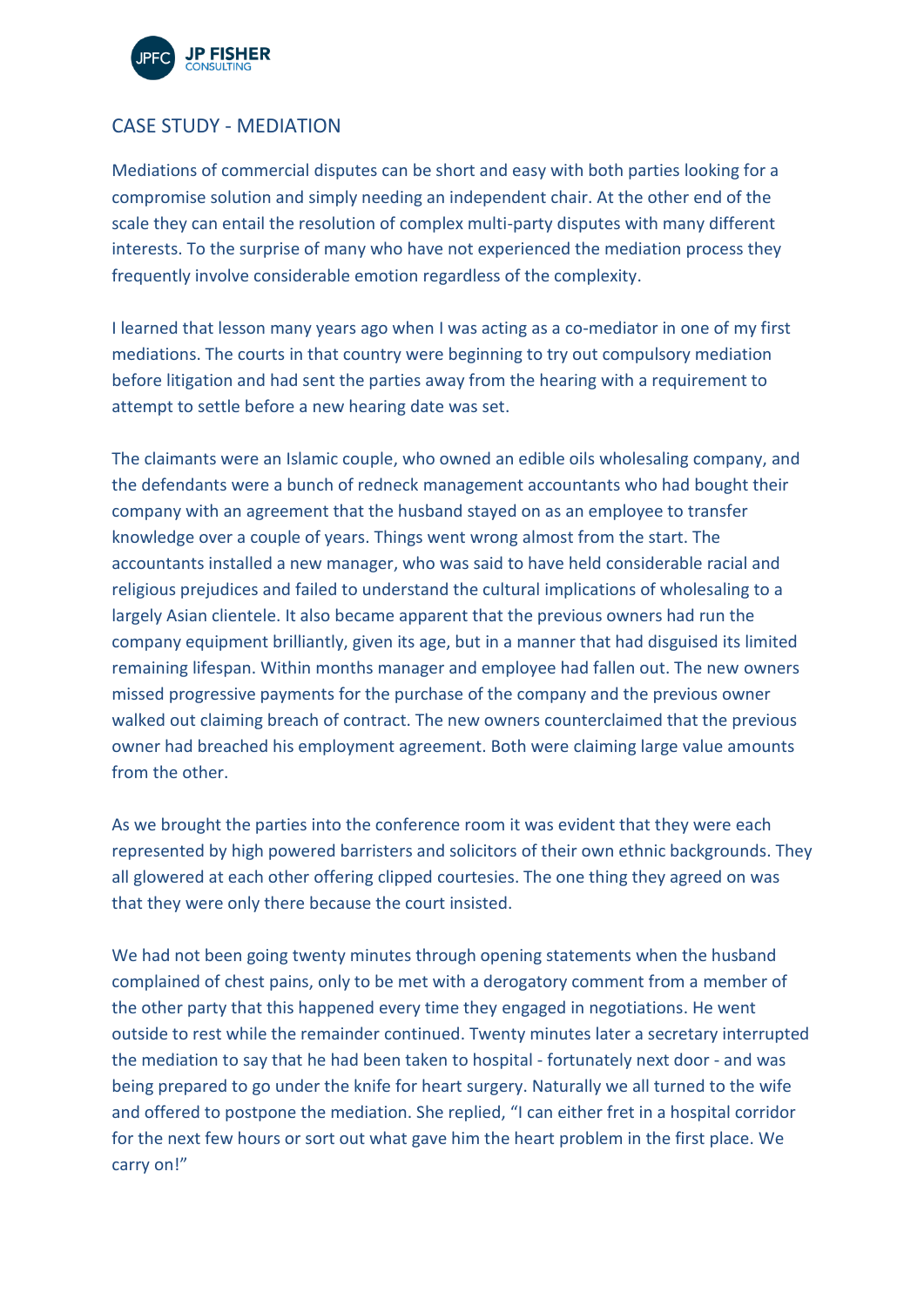## CASE STUDY - MEDIATION

Mediations of commercial disputes can be short and easy with both parties looking for a compromise solution and simply needing an independent chair. At the other end of the scale they can entail the resolution of complex multi-party disputes with many different interests. To the surprise of many who have not experienced the mediation process they frequently involve considerable emotion regardless of the complexity.

I learned that lesson many years ago when I was acting as a co-mediator in one of my first mediations. The courts in that country were beginning to try out compulsory mediation before litigation and had sent the parties away from the hearing with a requirement to attempt to settle before a new hearing date was set.

The claimants were an Islamic couple, who owned an edible oils wholesaling company, and the defendants were a bunch of redneck management accountants who had bought their company with an agreement that the husband stayed on as an employee to transfer knowledge over a couple of years. Things went wrong almost from the start. The accountants installed a new manager, who was said to have held considerable racial and religious prejudices and failed to understand the cultural implications of wholesaling to a largely Asian clientele. It also became apparent that the previous owners had run the company equipment brilliantly, given its age, but in a manner that had disguised its limited remaining lifespan. Within months manager and employee had fallen out. The new owners missed progressive payments for the purchase of the company and the previous owner walked out claiming breach of contract. The new owners counterclaimed that the previous owner had breached his employment agreement. Both were claiming large value amounts from the other.

As we brought the parties into the conference room it was evident that they were each represented by high powered barristers and solicitors of their own ethnic backgrounds. They all glowered at each other offering clipped courtesies. The one thing they agreed on was that they were only there because the court insisted.

We had not been going twenty minutes through opening statements when the husband complained of chest pains, only to be met with a derogatory comment from a member of the other party that this happened every time they engaged in negotiations. He went outside to rest while the remainder continued. Twenty minutes later a secretary interrupted the mediation to say that he had been taken to hospital - fortunately next door - and was being prepared to go under the knife for heart surgery. Naturally we all turned to the wife and offered to postpone the mediation. She replied, "I can either fret in a hospital corridor for the next few hours or sort out what gave him the heart problem in the first place. We carry on!"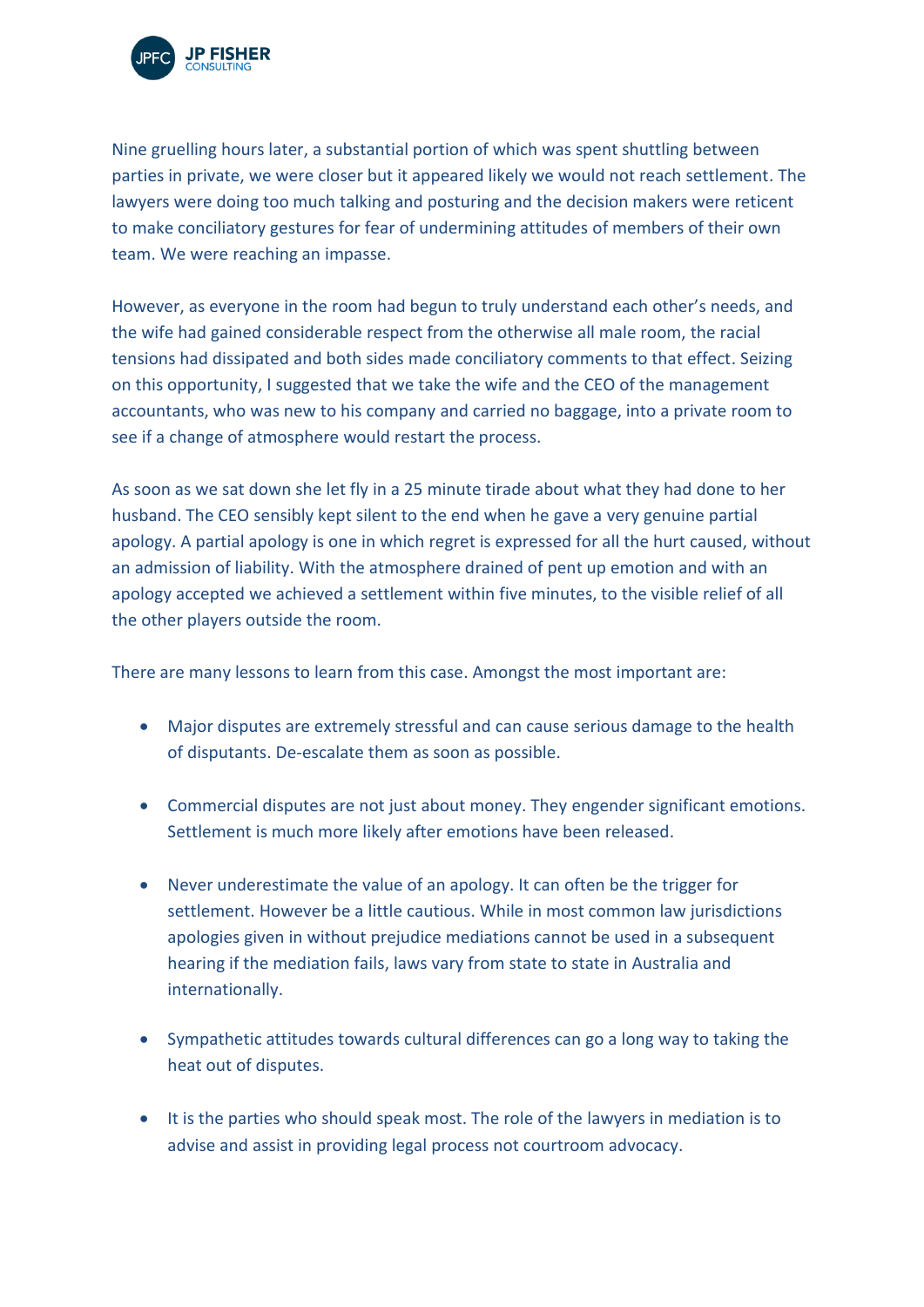Nine gruelling hours later, a substantial portion of which was spent shuttling between parties in private, we were closer but it appeared likely we would not reach settlement. The lawyers were doing too much talking and posturing and the decision makers were reticent to make conciliatory gestures for fear of undermining attitudes of members of their own team. We were reaching an impasse.

However, as everyone in the room had begun to truly understand each other's needs, and the wife had gained considerable respect from the otherwise all male room, the racial tensions had dissipated and both sides made conciliatory comments to that effect. Seizing on this opportunity, I suggested that we take the wife and the CEO of the management accountants, who was new to his company and carried no baggage, into a private room to see if a change of atmosphere would restart the process.

As soon as we sat down she let fly in a 25 minute tirade about what they had done to her husband. The CEO sensibly kept silent to the end when he gave a very genuine partial apology. A partial apology is one in which regret is expressed for all the hurt caused, without an admission of liability. With the atmosphere drained of pent up emotion and with an apology accepted we achieved a settlement within five minutes, to the visible relief of all the other players outside the room.

There are many lessons to learn from this case. Amongst the most important are:

- Major disputes are extremely stressful and can cause serious damage to the health of disputants. De-escalate them as soon as possible.
- Commercial disputes are not just about money. They engender significant emotions. Settlement is much more likely after emotions have been released.
- Never underestimate the value of an apology. It can often be the trigger for settlement. However be a little cautious. While in most common law jurisdictions apologies given in without prejudice mediations cannot be used in a subsequent hearing if the mediation fails, laws vary from state to state in Australia and internationally.
- Sympathetic attitudes towards cultural differences can go a long way to taking the heat out of disputes.
- It is the parties who should speak most. The role of the lawyers in mediation is to advise and assist in providing legal process not courtroom advocacy.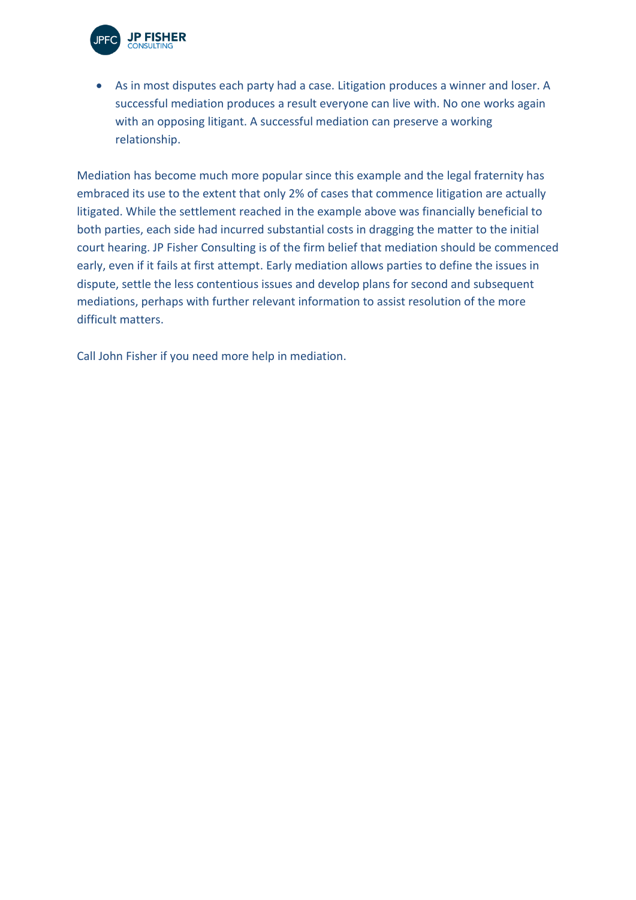- As in most disputes each party had a case. Litigation produces a winner and loser. A successful mediation produces a result everyone can live with. No one works again with an opposing litigant. A successful mediation can preserve a working relationship.

Mediation has become much more popular since this example and the legal fraternity has embraced its use to the extent that only 2% of cases that commence litigation are actually litigated. While the settlement reached in the example above was financially beneficial to both parties, each side had incurred substantial costs in dragging the matter to the initial court hearing. JP Fisher Consulting is of the firm belief that mediation should be commenced early, even if it fails at first attempt. Early mediation allows parties to define the issues in dispute, settle the less contentious issues and develop plans for second and subsequent mediations, perhaps with further relevant information to assist resolution of the more difficult matters.

Call John Fisher if you need more help in mediation.